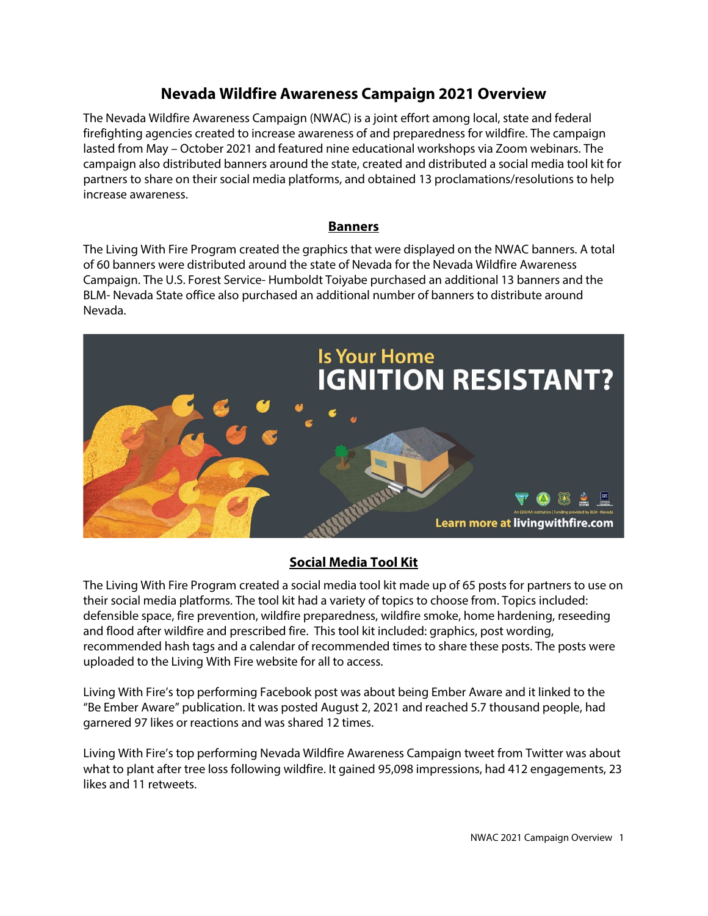# Nevada Wildfire Awareness Campaign 2021 Overview

The Nevada Wildfire Awareness Campaign (NWAC) is a joint effort among local, state and federal firefighting agencies created to increase awareness of and preparedness for wildfire. The campaign lasted from May – October 2021 and featured nine educational workshops via Zoom webinars. The campaign also distributed banners around the state, created and distributed a social media tool kit for partners to share on their social media platforms, and obtained 13 proclamations/resolutions to help increase awareness.

## Banners

The Living With Fire Program created the graphics that were displayed on the NWAC banners. A total of 60 banners were distributed around the state of Nevada for the Nevada Wildfire Awareness Campaign. The U.S. Forest Service- Humboldt Toiyabe purchased an additional 13 banners and the BLM- Nevada State office also purchased an additional number of banners to distribute around Nevada.

Is Your Home IGNITION RESISTANT?

Learn more at livingwithfire.com

## Social Media Tool Kit

The Living With Fire Program created a social media tool kit made up of 65 posts for partners to use on their social media platforms. The tool kit had a variety of topics to choose from. Topics included: defensible space, fire prevention, wildfire preparedness, wildfire smoke, home hardening, reseeding and flood after wildfire and prescribed fire. This tool kit included: graphics, post wording, recommended hash tags and a calendar of recommended times to share these posts. The posts were uploaded to the Living With Fire website for all to access.

Living With Fire's top performing Facebook post was about being Ember Aware and it linked to the "Be Ember Aware" publication. It was posted August 2, 2021 and reached 5.7 thousand people, had garnered 97 likes or reactions and was shared 12 times.

Living With Fire's top performing Nevada Wildfire Awareness Campaign tweet from Twitter was about what to plant after tree loss following wildfire. It gained 95,098 impressions, had 412 engagements, 23 likes and 11 retweets.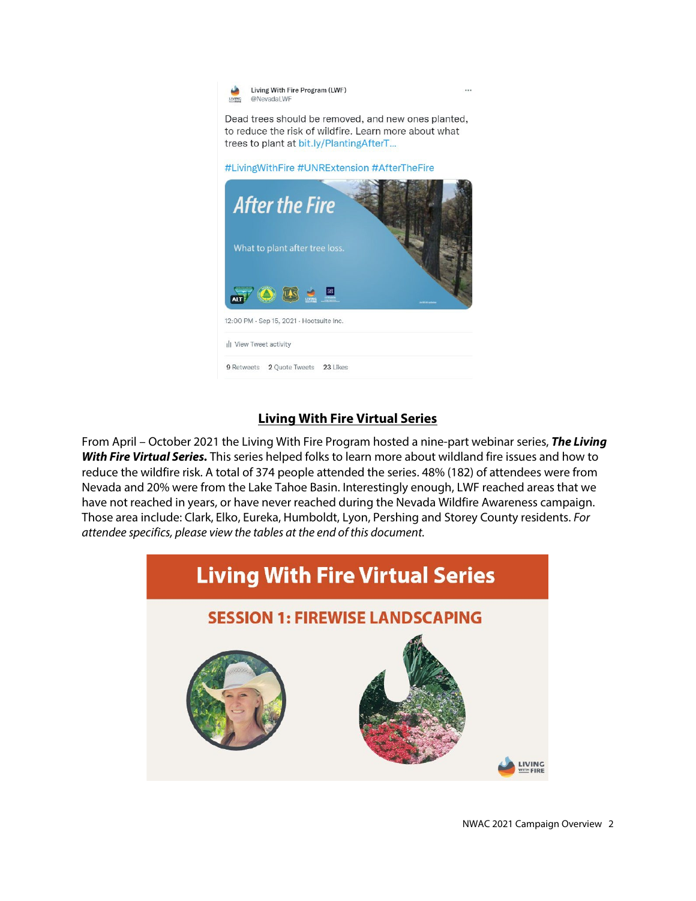Living With Fire Program (LWF)
@NevadaLWF

Dead trees should be removed, and new ones planted, to reduce the risk of wildfire. Learn more about what trees to plant at bit.ly/PlantingAfterT...

#LivingWithFire #UNRExtension #AfterTheFire

After the Fire

What to plant after tree loss.

12:00 PM · Sep 15, 2021 · Hootsuite Inc.

View Tweet activity

9 Retweets 2 Quote Tweets 23 Likes

## Living With Fire Virtual Series

From April – October 2021 the Living With Fire Program hosted a nine-part webinar series, ***The Living With Fire Virtual Series.*** This series helped folks to learn more about wildland fire issues and how to reduce the wildfire risk. A total of 374 people attended the series. 48% (182) of attendees were from Nevada and 20% were from the Lake Tahoe Basin. Interestingly enough, LWF reached areas that we have not reached in years, or have never reached during the Nevada Wildfire Awareness campaign. Those area include: Clark, Elko, Eureka, Humboldt, Lyon, Pershing and Storey County residents. *For attendee specifics, please view the tables at the end of this document.*

Living With Fire Virtual Series

SESSION 1: FIREWISE LANDSCAPING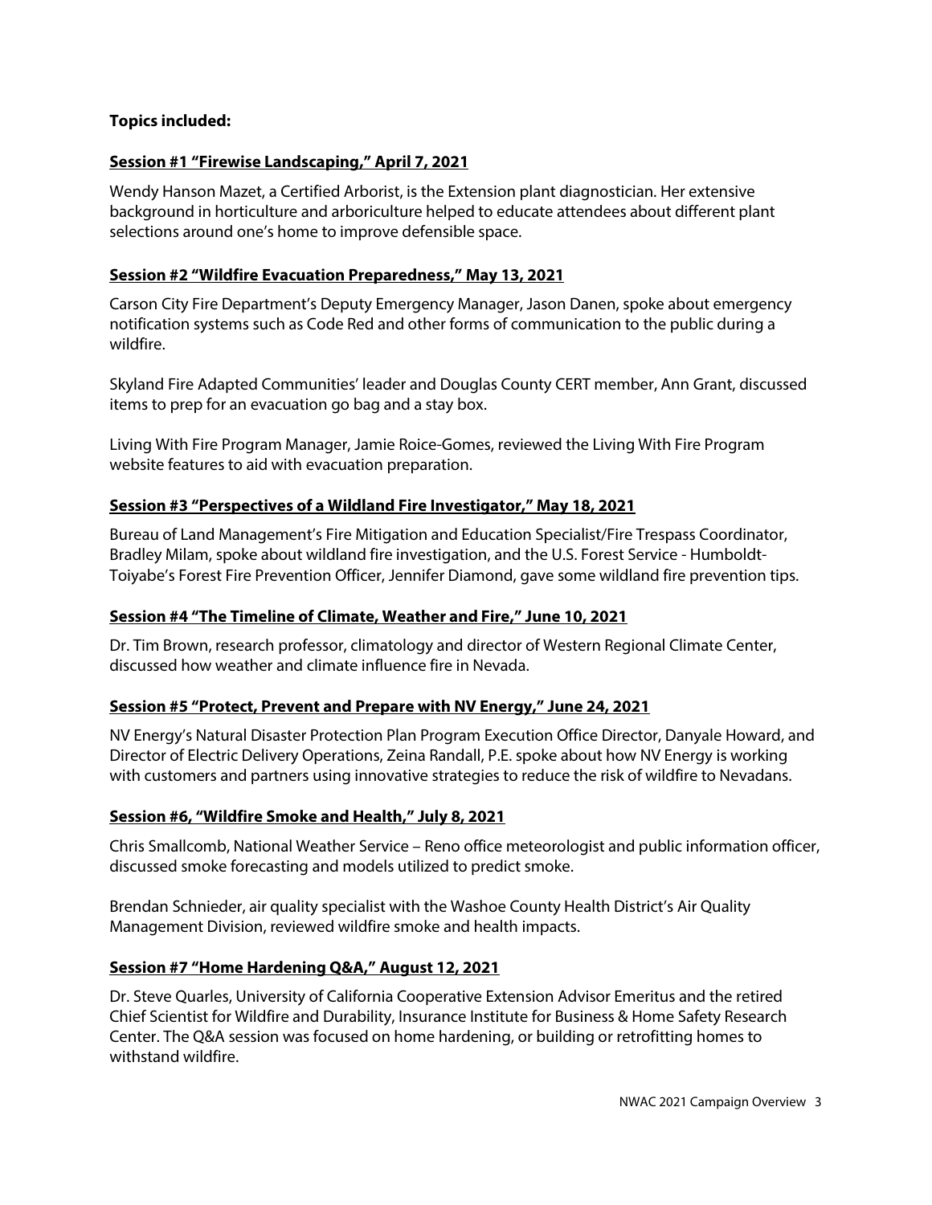**Topics included:**

**Session #1 "Firewise Landscaping," April 7, 2021**

Wendy Hanson Mazet, a Certified Arborist, is the Extension plant diagnostician. Her extensive background in horticulture and arboriculture helped to educate attendees about different plant selections around one's home to improve defensible space.

**Session #2 "Wildfire Evacuation Preparedness," May 13, 2021**

Carson City Fire Department's Deputy Emergency Manager, Jason Danen, spoke about emergency notification systems such as Code Red and other forms of communication to the public during a wildfire.

Skyland Fire Adapted Communities' leader and Douglas County CERT member, Ann Grant, discussed items to prep for an evacuation go bag and a stay box.

Living With Fire Program Manager, Jamie Roice-Gomes, reviewed the Living With Fire Program website features to aid with evacuation preparation.

**Session #3 "Perspectives of a Wildland Fire Investigator," May 18, 2021**

Bureau of Land Management's Fire Mitigation and Education Specialist/Fire Trespass Coordinator, Bradley Milam, spoke about wildland fire investigation, and the U.S. Forest Service - Humboldt-Toiyabe's Forest Fire Prevention Officer, Jennifer Diamond, gave some wildland fire prevention tips.

**Session #4 "The Timeline of Climate, Weather and Fire," June 10, 2021**

Dr. Tim Brown, research professor, climatology and director of Western Regional Climate Center, discussed how weather and climate influence fire in Nevada.

**Session #5 "Protect, Prevent and Prepare with NV Energy," June 24, 2021**

NV Energy's Natural Disaster Protection Plan Program Execution Office Director, Danyale Howard, and Director of Electric Delivery Operations, Zeina Randall, P.E. spoke about how NV Energy is working with customers and partners using innovative strategies to reduce the risk of wildfire to Nevadans.

**Session #6, "Wildfire Smoke and Health," July 8, 2021**

Chris Smallcomb, National Weather Service – Reno office meteorologist and public information officer, discussed smoke forecasting and models utilized to predict smoke.

Brendan Schnieder, air quality specialist with the Washoe County Health District's Air Quality Management Division, reviewed wildfire smoke and health impacts.

**Session #7 "Home Hardening Q&A," August 12, 2021**

Dr. Steve Quarles, University of California Cooperative Extension Advisor Emeritus and the retired Chief Scientist for Wildfire and Durability, Insurance Institute for Business & Home Safety Research Center. The Q&A session was focused on home hardening, or building or retrofitting homes to withstand wildfire.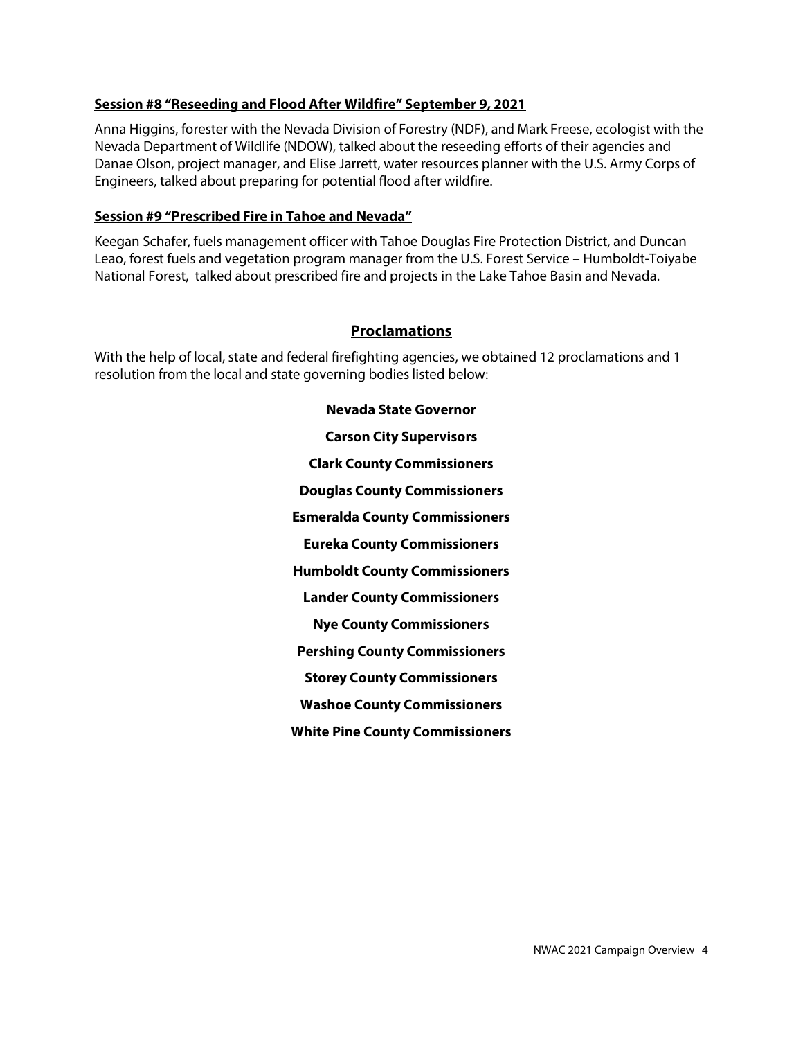**Session #8 "Reseeding and Flood After Wildfire" September 9, 2021**

Anna Higgins, forester with the Nevada Division of Forestry (NDF), and Mark Freese, ecologist with the Nevada Department of Wildlife (NDOW), talked about the reseeding efforts of their agencies and Danae Olson, project manager, and Elise Jarrett, water resources planner with the U.S. Army Corps of Engineers, talked about preparing for potential flood after wildfire.

**Session #9 "Prescribed Fire in Tahoe and Nevada"**

Keegan Schafer, fuels management officer with Tahoe Douglas Fire Protection District, and Duncan Leao, forest fuels and vegetation program manager from the U.S. Forest Service – Humboldt-Toiyabe National Forest, talked about prescribed fire and projects in the Lake Tahoe Basin and Nevada.

## Proclamations

With the help of local, state and federal firefighting agencies, we obtained 12 proclamations and 1 resolution from the local and state governing bodies listed below:

**Nevada State Governor**

**Carson City Supervisors**

**Clark County Commissioners**

**Douglas County Commissioners**

**Esmeralda County Commissioners**

**Eureka County Commissioners**

**Humboldt County Commissioners**

**Lander County Commissioners**

**Nye County Commissioners**

**Pershing County Commissioners**

**Storey County Commissioners**

**Washoe County Commissioners**

**White Pine County Commissioners**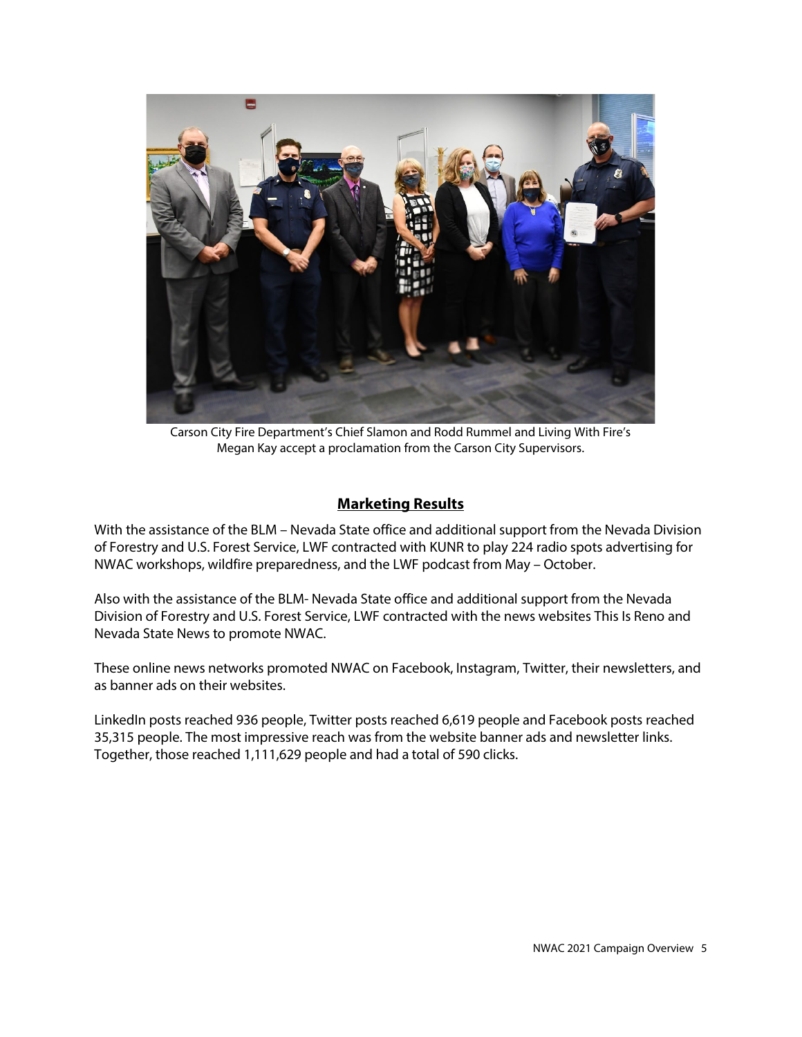Carson City Fire Department's Chief Slamon and Rodd Rummel and Living With Fire's Megan Kay accept a proclamation from the Carson City Supervisors.

## **Marketing Results**

With the assistance of the BLM – Nevada State office and additional support from the Nevada Division of Forestry and U.S. Forest Service, LWF contracted with KUNR to play 224 radio spots advertising for NWAC workshops, wildfire preparedness, and the LWF podcast from May – October.

Also with the assistance of the BLM- Nevada State office and additional support from the Nevada Division of Forestry and U.S. Forest Service, LWF contracted with the news websites This Is Reno and Nevada State News to promote NWAC.

These online news networks promoted NWAC on Facebook, Instagram, Twitter, their newsletters, and as banner ads on their websites.

LinkedIn posts reached 936 people, Twitter posts reached 6,619 people and Facebook posts reached 35,315 people. The most impressive reach was from the website banner ads and newsletter links. Together, those reached 1,111,629 people and had a total of 590 clicks.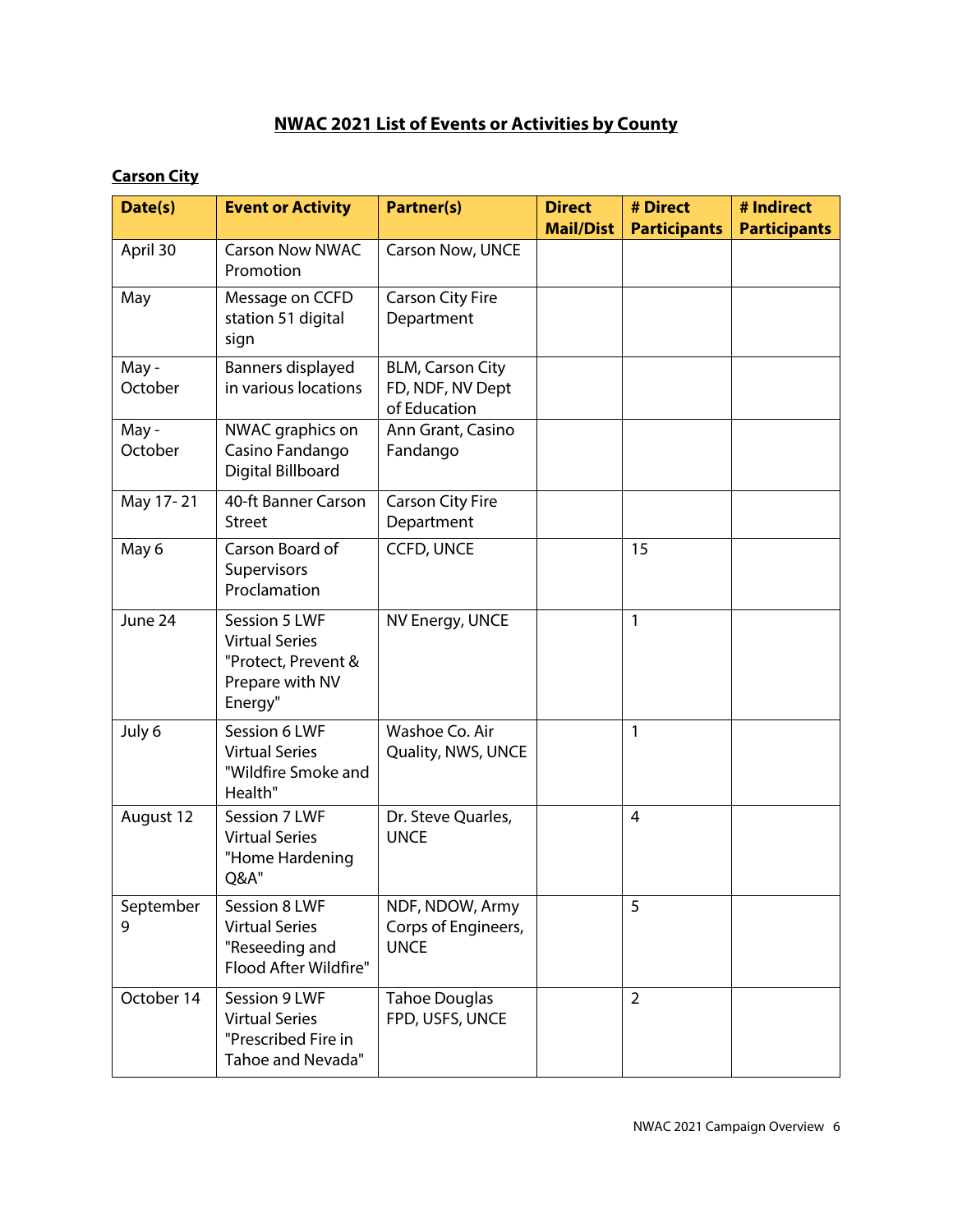# NWAC 2021 List of Events or Activities by County

## Carson City

| Date(s) | Event or Activity | Partner(s) | Direct Mail/Dist | # Direct Participants | # Indirect Participants |
|---|---|---|---|---|---|
| April 30 | Carson Now NWAC Promotion | Carson Now, UNCE | | | |
| May | Message on CCFD station 51 digital sign | Carson City Fire Department | | | |
| May - October | Banners displayed in various locations | BLM, Carson City FD, NDF, NV Dept of Education | | | |
| May - October | NWAC graphics on Casino Fandango Digital Billboard | Ann Grant, Casino Fandango | | | |
| May 17- 21 | 40-ft Banner Carson Street | Carson City Fire Department | | | |
| May 6 | Carson Board of Supervisors Proclamation | CCFD, UNCE | | 15 | |
| June 24 | Session 5 LWF Virtual Series "Protect, Prevent & Prepare with NV Energy" | NV Energy, UNCE | | 1 | |
| July 6 | Session 6 LWF Virtual Series "Wildfire Smoke and Health" | Washoe Co. Air Quality, NWS, UNCE | | 1 | |
| August 12 | Session 7 LWF Virtual Series "Home Hardening Q&A" | Dr. Steve Quarles, UNCE | | 4 | |
| September 9 | Session 8 LWF Virtual Series "Reseeding and Flood After Wildfire" | NDF, NDOW, Army Corps of Engineers, UNCE | | 5 | |
| October 14 | Session 9 LWF Virtual Series "Prescribed Fire in Tahoe and Nevada" | Tahoe Douglas FPD, USFS, UNCE | | 2 | |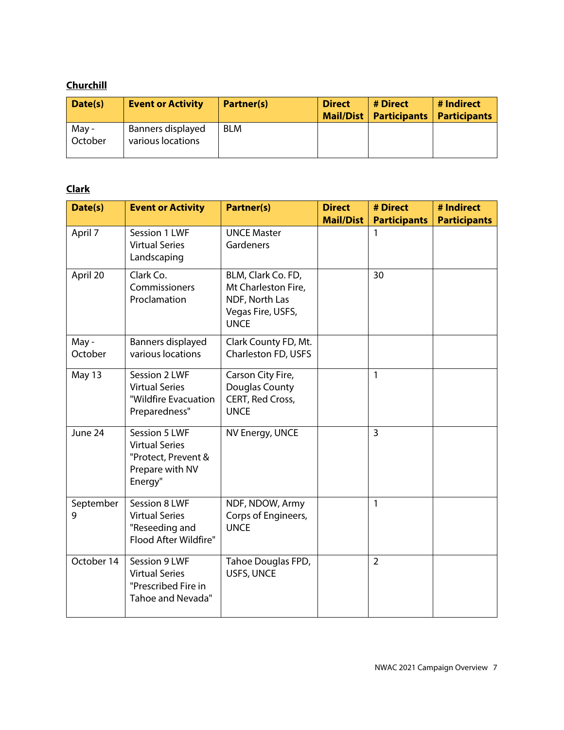**Churchill**

| Date(s) | Event or Activity | Partner(s) | Direct Mail/Dist | # Direct Participants | # Indirect Participants |
|---|---|---|---|---|---|
| May - October | Banners displayed various locations | BLM | | | |

**Clark**

| Date(s) | Event or Activity | Partner(s) | Direct Mail/Dist | # Direct Participants | # Indirect Participants |
|---|---|---|---|---|---|
| April 7 | Session 1 LWF Virtual Series Landscaping | UNCE Master Gardeners | | 1 | |
| April 20 | Clark Co. Commissioners Proclamation | BLM, Clark Co. FD, Mt Charleston Fire, NDF, North Las Vegas Fire, USFS, UNCE | | 30 | |
| May - October | Banners displayed various locations | Clark County FD, Mt. Charleston FD, USFS | | | |
| May 13 | Session 2 LWF Virtual Series "Wildfire Evacuation Preparedness" | Carson City Fire, Douglas County CERT, Red Cross, UNCE | | 1 | |
| June 24 | Session 5 LWF Virtual Series "Protect, Prevent & Prepare with NV Energy" | NV Energy, UNCE | | 3 | |
| September 9 | Session 8 LWF Virtual Series "Reseeding and Flood After Wildfire" | NDF, NDOW, Army Corps of Engineers, UNCE | | 1 | |
| October 14 | Session 9 LWF Virtual Series "Prescribed Fire in Tahoe and Nevada" | Tahoe Douglas FPD, USFS, UNCE | | 2 | |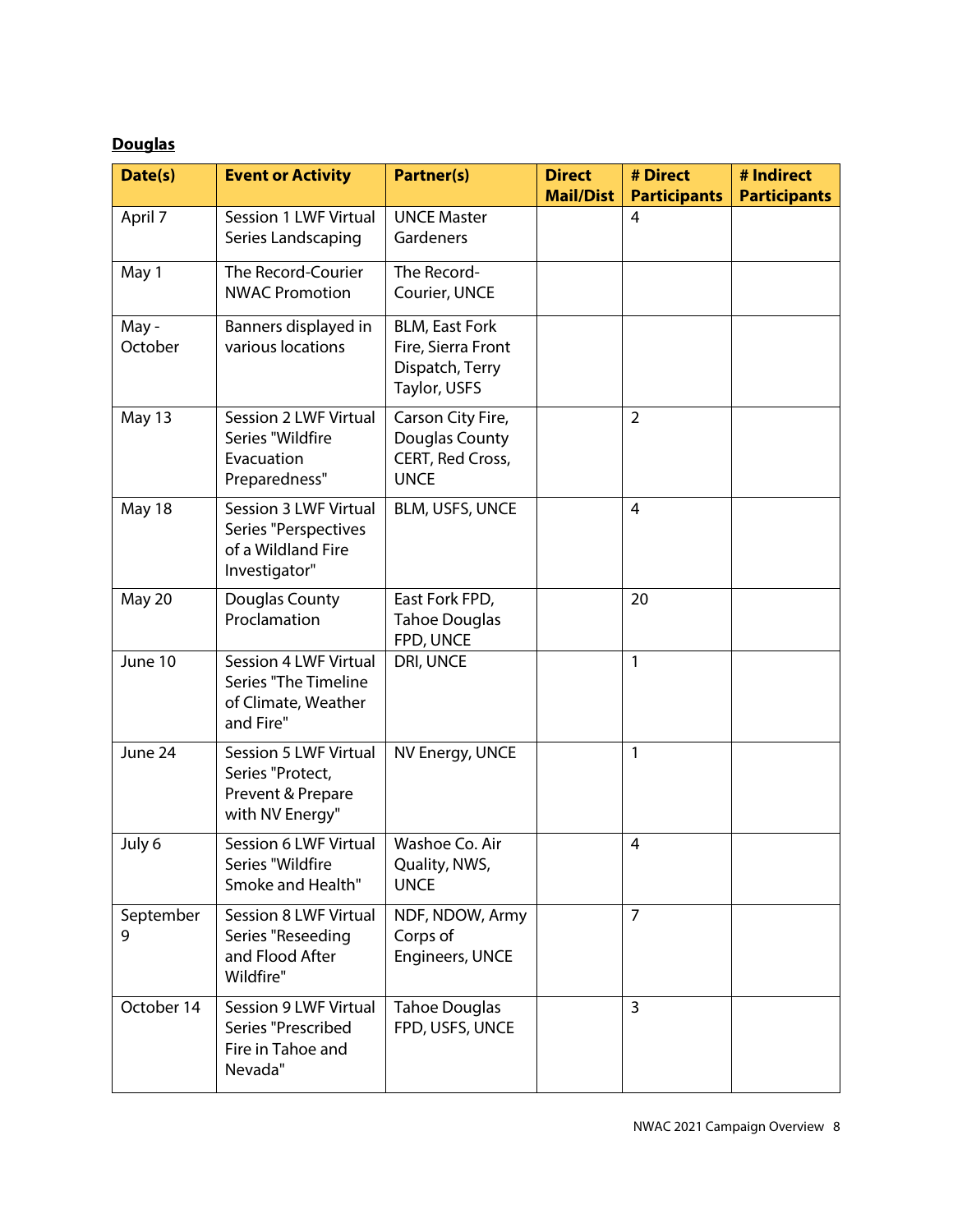**Douglas**

| Date(s) | Event or Activity | Partner(s) | Direct Mail/Dist | # Direct Participants | # Indirect Participants |
|---|---|---|---|---|---|
| April 7 | Session 1 LWF Virtual Series Landscaping | UNCE Master Gardeners | | 4 | |
| May 1 | The Record-Courier NWAC Promotion | The Record-Courier, UNCE | | | |
| May - October | Banners displayed in various locations | BLM, East Fork Fire, Sierra Front Dispatch, Terry Taylor, USFS | | | |
| May 13 | Session 2 LWF Virtual Series "Wildfire Evacuation Preparedness" | Carson City Fire, Douglas County CERT, Red Cross, UNCE | | 2 | |
| May 18 | Session 3 LWF Virtual Series "Perspectives of a Wildland Fire Investigator" | BLM, USFS, UNCE | | 4 | |
| May 20 | Douglas County Proclamation | East Fork FPD, Tahoe Douglas FPD, UNCE | | 20 | |
| June 10 | Session 4 LWF Virtual Series "The Timeline of Climate, Weather and Fire" | DRI, UNCE | | 1 | |
| June 24 | Session 5 LWF Virtual Series "Protect, Prevent & Prepare with NV Energy" | NV Energy, UNCE | | 1 | |
| July 6 | Session 6 LWF Virtual Series "Wildfire Smoke and Health" | Washoe Co. Air Quality, NWS, UNCE | | 4 | |
| September 9 | Session 8 LWF Virtual Series "Reseeding and Flood After Wildfire" | NDF, NDOW, Army Corps of Engineers, UNCE | | 7 | |
| October 14 | Session 9 LWF Virtual Series "Prescribed Fire in Tahoe and Nevada" | Tahoe Douglas FPD, USFS, UNCE | | 3 | |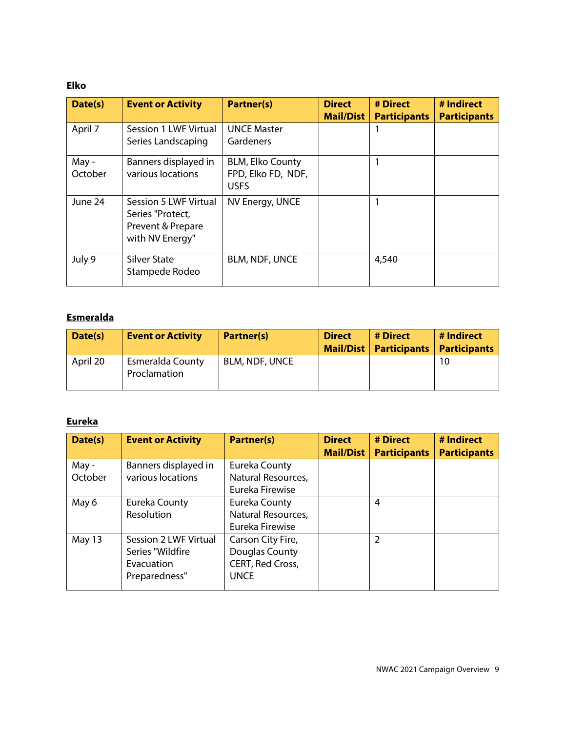**Elko**

| Date(s) | Event or Activity | Partner(s) | Direct Mail/Dist | # Direct Participants | # Indirect Participants |
|---|---|---|---|---|---|
| April 7 | Session 1 LWF Virtual Series Landscaping | UNCE Master Gardeners | | 1 | |
| May - October | Banners displayed in various locations | BLM, Elko County FPD, Elko FD, NDF, USFS | | 1 | |
| June 24 | Session 5 LWF Virtual Series "Protect, Prevent & Prepare with NV Energy" | NV Energy, UNCE | | 1 | |
| July 9 | Silver State Stampede Rodeo | BLM, NDF, UNCE | | 4,540 | |

**Esmeralda**

| Date(s) | Event or Activity | Partner(s) | Direct Mail/Dist | # Direct Participants | # Indirect Participants |
|---|---|---|---|---|---|
| April 20 | Esmeralda County Proclamation | BLM, NDF, UNCE | | | 10 |

**Eureka**

| Date(s) | Event or Activity | Partner(s) | Direct Mail/Dist | # Direct Participants | # Indirect Participants |
|---|---|---|---|---|---|
| May - October | Banners displayed in various locations | Eureka County Natural Resources, Eureka Firewise | | | |
| May 6 | Eureka County Resolution | Eureka County Natural Resources, Eureka Firewise | | 4 | |
| May 13 | Session 2 LWF Virtual Series "Wildfire Evacuation Preparedness" | Carson City Fire, Douglas County CERT, Red Cross, UNCE | | 2 | |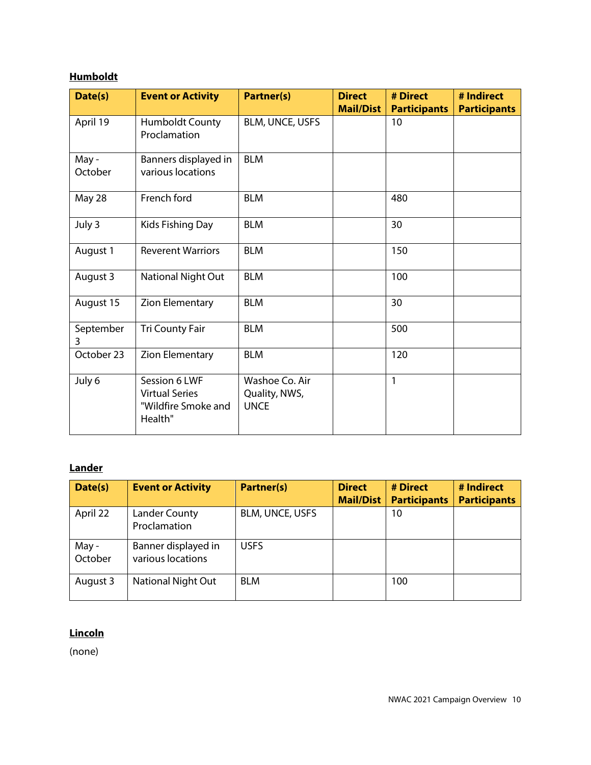**Humboldt**

| Date(s) | Event or Activity | Partner(s) | Direct Mail/Dist | # Direct Participants | # Indirect Participants |
|---|---|---|---|---|---|
| April 19 | Humboldt County Proclamation | BLM, UNCE, USFS | | 10 | |
| May - October | Banners displayed in various locations | BLM | | | |
| May 28 | French ford | BLM | | 480 | |
| July 3 | Kids Fishing Day | BLM | | 30 | |
| August 1 | Reverent Warriors | BLM | | 150 | |
| August 3 | National Night Out | BLM | | 100 | |
| August 15 | Zion Elementary | BLM | | 30 | |
| September 3 | Tri County Fair | BLM | | 500 | |
| October 23 | Zion Elementary | BLM | | 120 | |
| July 6 | Session 6 LWF Virtual Series "Wildfire Smoke and Health" | Washoe Co. Air Quality, NWS, UNCE | | 1 | |

**Lander**

| Date(s) | Event or Activity | Partner(s) | Direct Mail/Dist | # Direct Participants | # Indirect Participants |
|---|---|---|---|---|---|
| April 22 | Lander County Proclamation | BLM, UNCE, USFS | | 10 | |
| May - October | Banner displayed in various locations | USFS | | | |
| August 3 | National Night Out | BLM | | 100 | |

**Lincoln**

(none)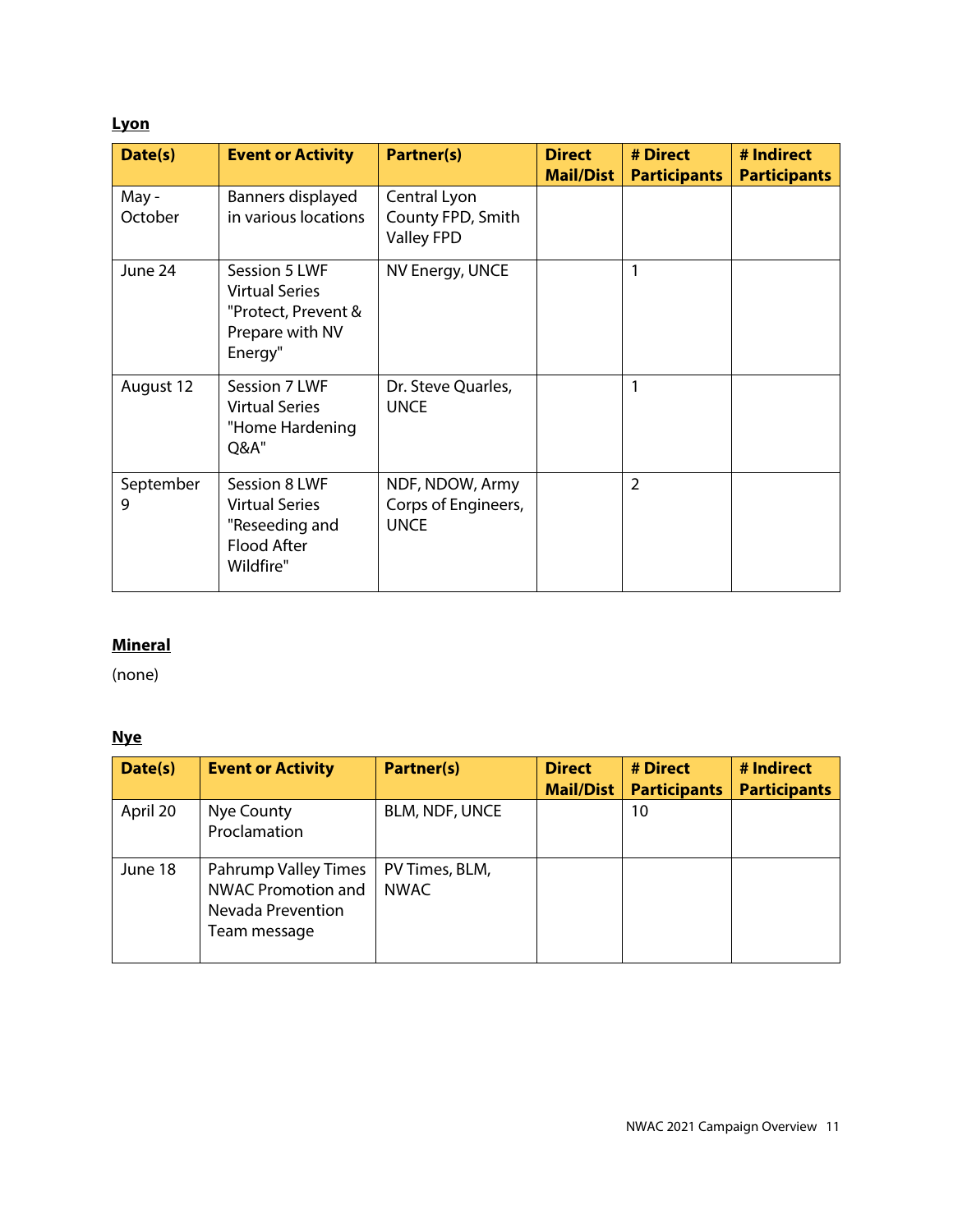**Lyon**

| Date(s) | Event or Activity | Partner(s) | Direct Mail/Dist | # Direct Participants | # Indirect Participants |
|---|---|---|---|---|---|
| May - October | Banners displayed in various locations | Central Lyon County FPD, Smith Valley FPD | | | |
| June 24 | Session 5 LWF Virtual Series "Protect, Prevent & Prepare with NV Energy" | NV Energy, UNCE | | 1 | |
| August 12 | Session 7 LWF Virtual Series "Home Hardening Q&A" | Dr. Steve Quarles, UNCE | | 1 | |
| September 9 | Session 8 LWF Virtual Series "Reseeding and Flood After Wildfire" | NDF, NDOW, Army Corps of Engineers, UNCE | | 2 | |

**Mineral**

(none)

**Nye**

| Date(s) | Event or Activity | Partner(s) | Direct Mail/Dist | # Direct Participants | # Indirect Participants |
|---|---|---|---|---|---|
| April 20 | Nye County Proclamation | BLM, NDF, UNCE | | 10 | |
| June 18 | Pahrump Valley Times NWAC Promotion and Nevada Prevention Team message | PV Times, BLM, NWAC | | | |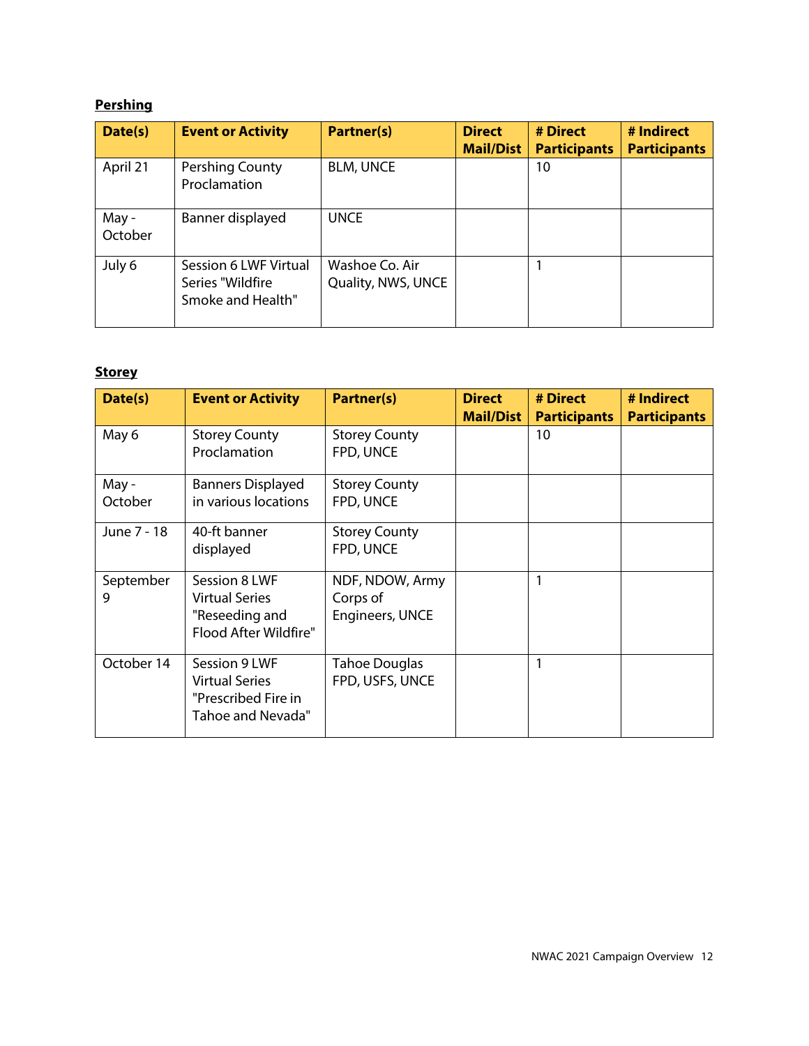**Pershing**

| Date(s) | Event or Activity | Partner(s) | Direct Mail/Dist | # Direct Participants | # Indirect Participants |
|---|---|---|---|---|---|
| April 21 | Pershing County Proclamation | BLM, UNCE | | 10 | |
| May - October | Banner displayed | UNCE | | | |
| July 6 | Session 6 LWF Virtual Series "Wildfire Smoke and Health" | Washoe Co. Air Quality, NWS, UNCE | | 1 | |

**Storey**

| Date(s) | Event or Activity | Partner(s) | Direct Mail/Dist | # Direct Participants | # Indirect Participants |
|---|---|---|---|---|---|
| May 6 | Storey County Proclamation | Storey County FPD, UNCE | | 10 | |
| May - October | Banners Displayed in various locations | Storey County FPD, UNCE | | | |
| June 7 - 18 | 40-ft banner displayed | Storey County FPD, UNCE | | | |
| September 9 | Session 8 LWF Virtual Series "Reseeding and Flood After Wildfire" | NDF, NDOW, Army Corps of Engineers, UNCE | | 1 | |
| October 14 | Session 9 LWF Virtual Series "Prescribed Fire in Tahoe and Nevada" | Tahoe Douglas FPD, USFS, UNCE | | 1 | |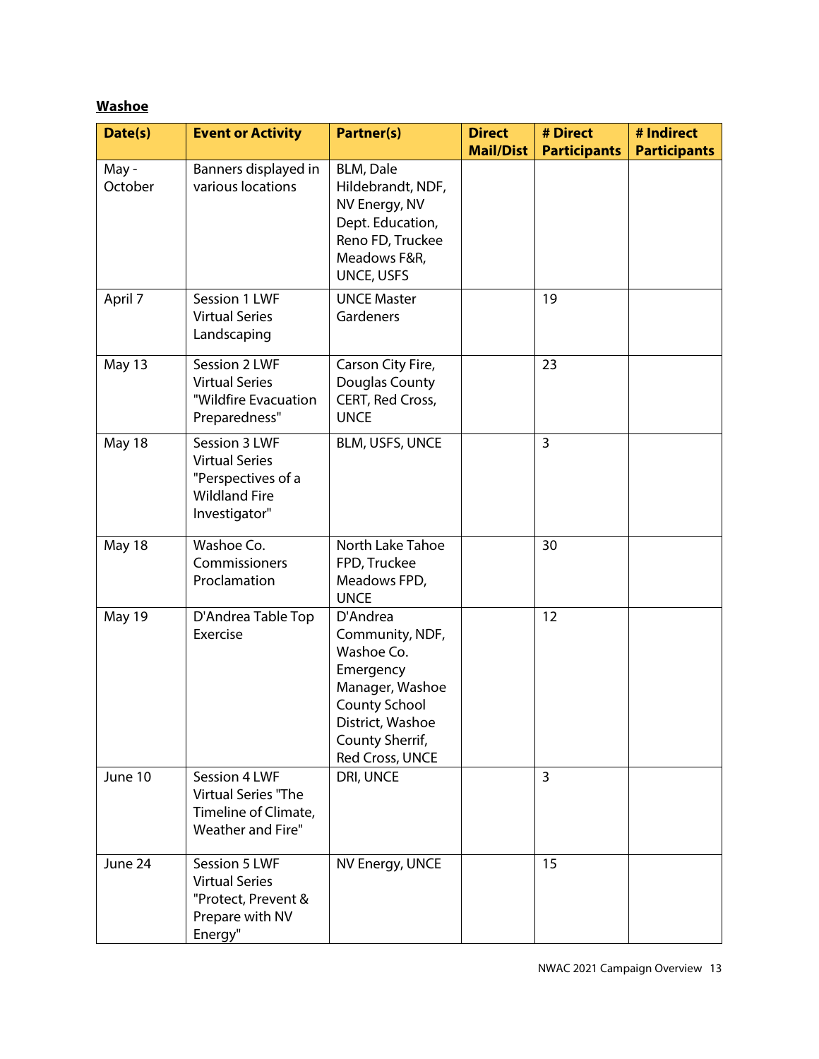**Washoe**

| Date(s) | Event or Activity | Partner(s) | Direct Mail/Dist | # Direct Participants | # Indirect Participants |
|---|---|---|---|---|---|
| May - October | Banners displayed in various locations | BLM, Dale Hildebrandt, NDF, NV Energy, NV Dept. Education, Reno FD, Truckee Meadows F&R, UNCE, USFS | | | |
| April 7 | Session 1 LWF Virtual Series Landscaping | UNCE Master Gardeners | | 19 | |
| May 13 | Session 2 LWF Virtual Series "Wildfire Evacuation Preparedness" | Carson City Fire, Douglas County CERT, Red Cross, UNCE | | 23 | |
| May 18 | Session 3 LWF Virtual Series "Perspectives of a Wildland Fire Investigator" | BLM, USFS, UNCE | | 3 | |
| May 18 | Washoe Co. Commissioners Proclamation | North Lake Tahoe FPD, Truckee Meadows FPD, UNCE | | 30 | |
| May 19 | D'Andrea Table Top Exercise | D'Andrea Community, NDF, Washoe Co. Emergency Manager, Washoe County School District, Washoe County Sherrif, Red Cross, UNCE | | 12 | |
| June 10 | Session 4 LWF Virtual Series "The Timeline of Climate, Weather and Fire" | DRI, UNCE | | 3 | |
| June 24 | Session 5 LWF Virtual Series "Protect, Prevent & Prepare with NV Energy" | NV Energy, UNCE | | 15 | |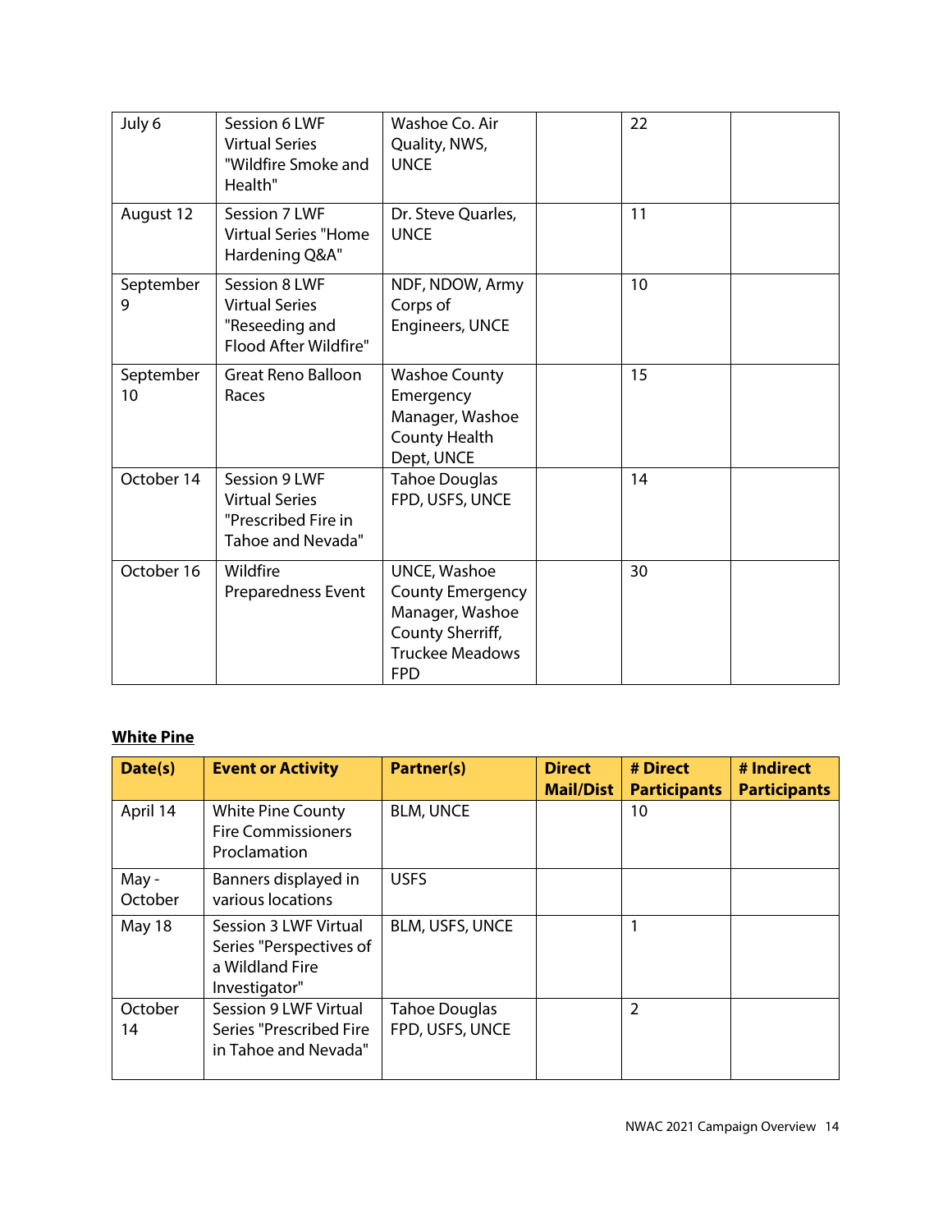| Date(s) | Event or Activity | Partner(s) | Direct Mail/Dist | # Direct Participants | # Indirect Participants |
|---|---|---|---|---|---|
| July 6 | Session 6 LWF Virtual Series "Wildfire Smoke and Health" | Washoe Co. Air Quality, NWS, UNCE | | 22 | |
| August 12 | Session 7 LWF Virtual Series "Home Hardening Q&A" | Dr. Steve Quarles, UNCE | | 11 | |
| September 9 | Session 8 LWF Virtual Series "Reseeding and Flood After Wildfire" | NDF, NDOW, Army Corps of Engineers, UNCE | | 10 | |
| September 10 | Great Reno Balloon Races | Washoe County Emergency Manager, Washoe County Health Dept, UNCE | | 15 | |
| October 14 | Session 9 LWF Virtual Series "Prescribed Fire in Tahoe and Nevada" | Tahoe Douglas FPD, USFS, UNCE | | 14 | |
| October 16 | Wildfire Preparedness Event | UNCE, Washoe County Emergency Manager, Washoe County Sherriff, Truckee Meadows FPD | | 30 | |

**White Pine**

| Date(s) | Event or Activity | Partner(s) | Direct Mail/Dist | # Direct Participants | # Indirect Participants |
|---|---|---|---|---|---|
| April 14 | White Pine County Fire Commissioners Proclamation | BLM, UNCE | | 10 | |
| May - October | Banners displayed in various locations | USFS | | | |
| May 18 | Session 3 LWF Virtual Series "Perspectives of a Wildland Fire Investigator" | BLM, USFS, UNCE | | 1 | |
| October 14 | Session 9 LWF Virtual Series "Prescribed Fire in Tahoe and Nevada" | Tahoe Douglas FPD, USFS, UNCE | | 2 | |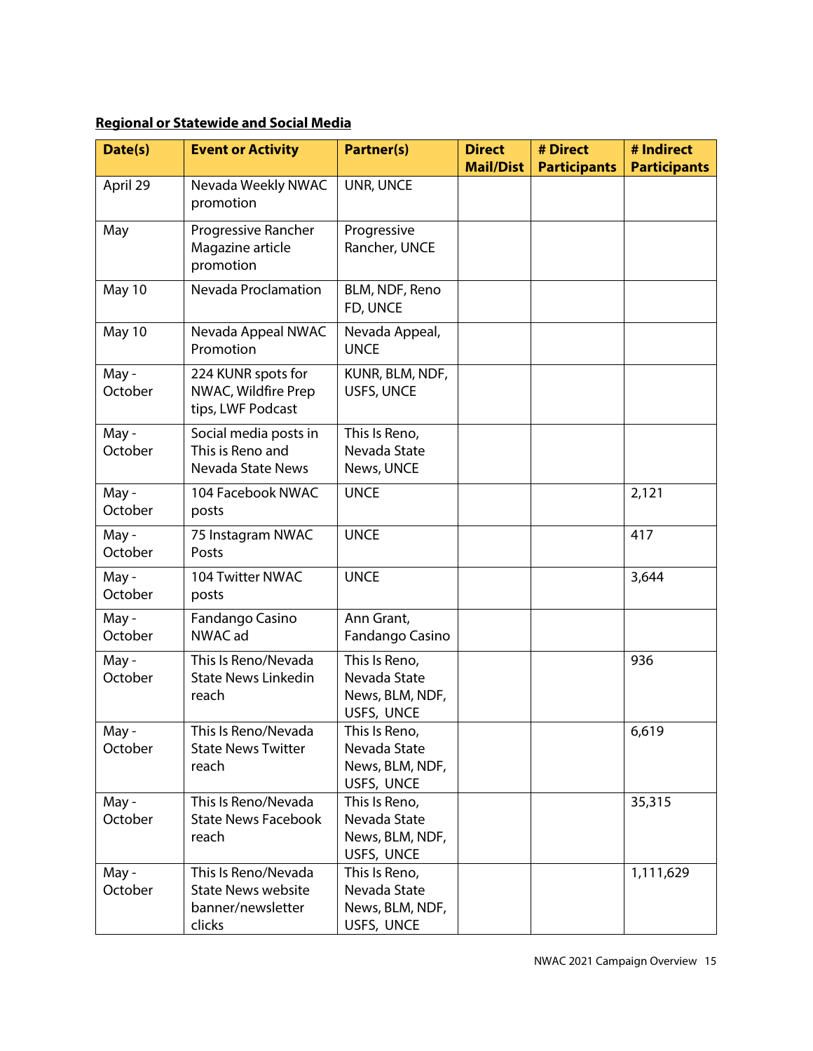**Regional or Statewide and Social Media**

| Date(s) | Event or Activity | Partner(s) | Direct Mail/Dist | # Direct Participants | # Indirect Participants |
|---|---|---|---|---|---|
| April 29 | Nevada Weekly NWAC promotion | UNR, UNCE | | | |
| May | Progressive Rancher Magazine article promotion | Progressive Rancher, UNCE | | | |
| May 10 | Nevada Proclamation | BLM, NDF, Reno FD, UNCE | | | |
| May 10 | Nevada Appeal NWAC Promotion | Nevada Appeal, UNCE | | | |
| May - October | 224 KUNR spots for NWAC, Wildfire Prep tips, LWF Podcast | KUNR, BLM, NDF, USFS, UNCE | | | |
| May - October | Social media posts in This is Reno and Nevada State News | This Is Reno, Nevada State News, UNCE | | | |
| May - October | 104 Facebook NWAC posts | UNCE | | | 2,121 |
| May - October | 75 Instagram NWAC Posts | UNCE | | | 417 |
| May - October | 104 Twitter NWAC posts | UNCE | | | 3,644 |
| May - October | Fandango Casino NWAC ad | Ann Grant, Fandango Casino | | | |
| May - October | This Is Reno/Nevada State News Linkedin reach | This Is Reno, Nevada State News, BLM, NDF, USFS, UNCE | | | 936 |
| May - October | This Is Reno/Nevada State News Twitter reach | This Is Reno, Nevada State News, BLM, NDF, USFS, UNCE | | | 6,619 |
| May - October | This Is Reno/Nevada State News Facebook reach | This Is Reno, Nevada State News, BLM, NDF, USFS, UNCE | | | 35,315 |
| May - October | This Is Reno/Nevada State News website banner/newsletter clicks | This Is Reno, Nevada State News, BLM, NDF, USFS, UNCE | | | 1,111,629 |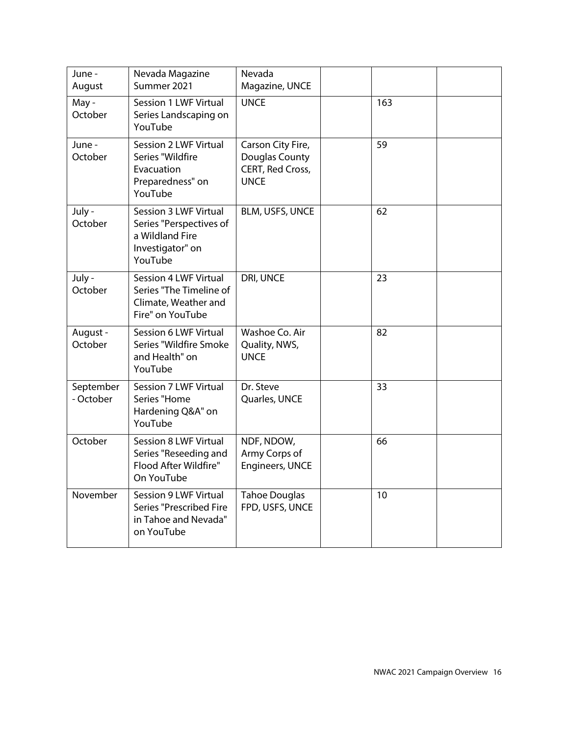| | | | | | |
|---|---|---|---|---|---|
| June - August | Nevada Magazine Summer 2021 | Nevada Magazine, UNCE | | | |
| May - October | Session 1 LWF Virtual Series Landscaping on YouTube | UNCE | | 163 | |
| June - October | Session 2 LWF Virtual Series "Wildfire Evacuation Preparedness" on YouTube | Carson City Fire, Douglas County CERT, Red Cross, UNCE | | 59 | |
| July - October | Session 3 LWF Virtual Series "Perspectives of a Wildland Fire Investigator" on YouTube | BLM, USFS, UNCE | | 62 | |
| July - October | Session 4 LWF Virtual Series "The Timeline of Climate, Weather and Fire" on YouTube | DRI, UNCE | | 23 | |
| August - October | Session 6 LWF Virtual Series "Wildfire Smoke and Health" on YouTube | Washoe Co. Air Quality, NWS, UNCE | | 82 | |
| September - October | Session 7 LWF Virtual Series "Home Hardening Q&A" on YouTube | Dr. Steve Quarles, UNCE | | 33 | |
| October | Session 8 LWF Virtual Series "Reseeding and Flood After Wildfire" On YouTube | NDF, NDOW, Army Corps of Engineers, UNCE | | 66 | |
| November | Session 9 LWF Virtual Series "Prescribed Fire in Tahoe and Nevada" on YouTube | Tahoe Douglas FPD, USFS, UNCE | | 10 | |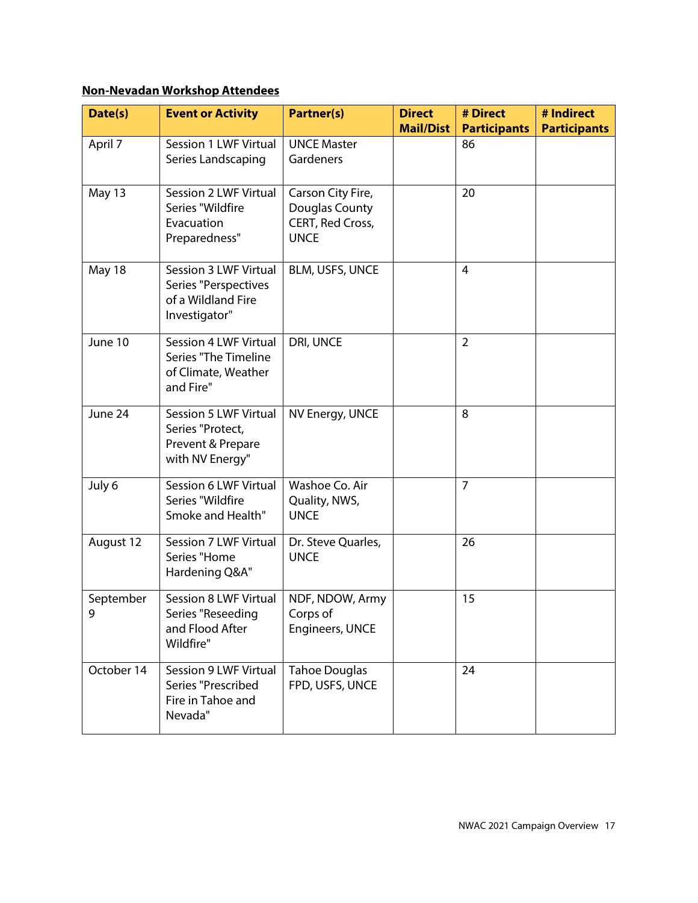**Non-Nevadan Workshop Attendees**

| Date(s) | Event or Activity | Partner(s) | Direct Mail/Dist | # Direct Participants | # Indirect Participants |
|---|---|---|---|---|---|
| April 7 | Session 1 LWF Virtual Series Landscaping | UNCE Master Gardeners | | 86 | |
| May 13 | Session 2 LWF Virtual Series "Wildfire Evacuation Preparedness" | Carson City Fire, Douglas County CERT, Red Cross, UNCE | | 20 | |
| May 18 | Session 3 LWF Virtual Series "Perspectives of a Wildland Fire Investigator" | BLM, USFS, UNCE | | 4 | |
| June 10 | Session 4 LWF Virtual Series "The Timeline of Climate, Weather and Fire" | DRI, UNCE | | 2 | |
| June 24 | Session 5 LWF Virtual Series "Protect, Prevent & Prepare with NV Energy" | NV Energy, UNCE | | 8 | |
| July 6 | Session 6 LWF Virtual Series "Wildfire Smoke and Health" | Washoe Co. Air Quality, NWS, UNCE | | 7 | |
| August 12 | Session 7 LWF Virtual Series "Home Hardening Q&A" | Dr. Steve Quarles, UNCE | | 26 | |
| September 9 | Session 8 LWF Virtual Series "Reseeding and Flood After Wildfire" | NDF, NDOW, Army Corps of Engineers, UNCE | | 15 | |
| October 14 | Session 9 LWF Virtual Series "Prescribed Fire in Tahoe and Nevada" | Tahoe Douglas FPD, USFS, UNCE | | 24 | |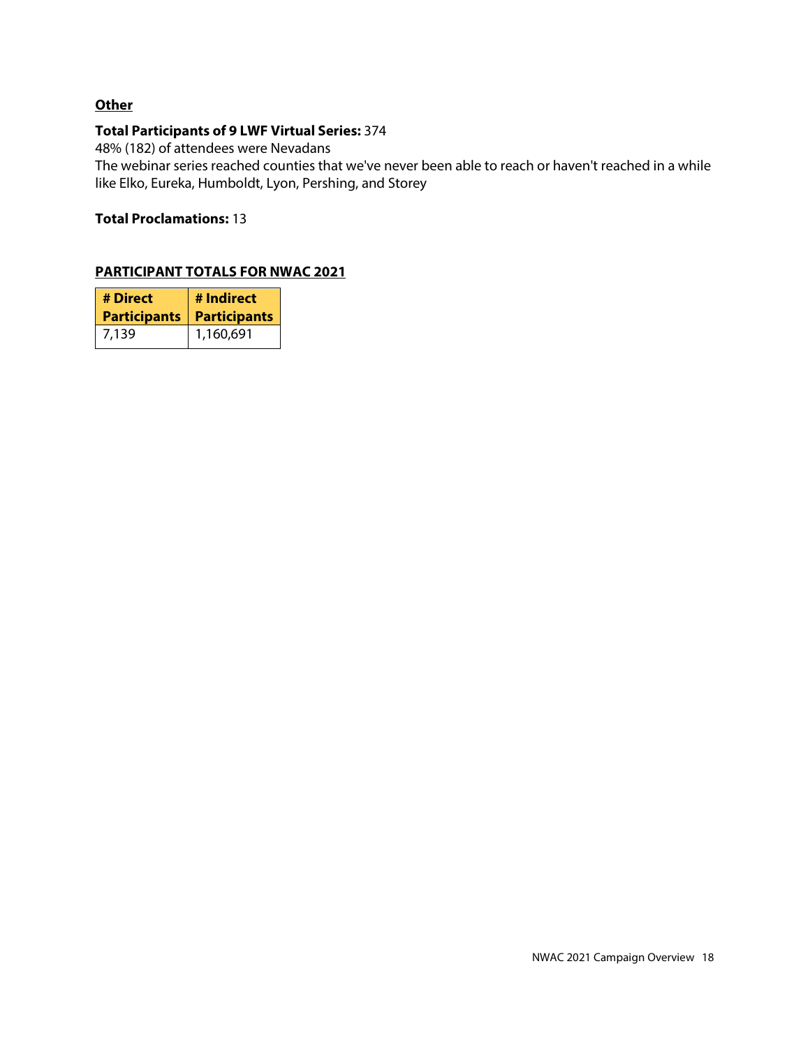## Other

**Total Participants of 9 LWF Virtual Series:** 374
48% (182) of attendees were Nevadans
The webinar series reached counties that we've never been able to reach or haven't reached in a while like Elko, Eureka, Humboldt, Lyon, Pershing, and Storey

**Total Proclamations:** 13

## PARTICIPANT TOTALS FOR NWAC 2021

| # Direct Participants | # Indirect Participants |
|---|---|
| 7,139 | 1,160,691 |